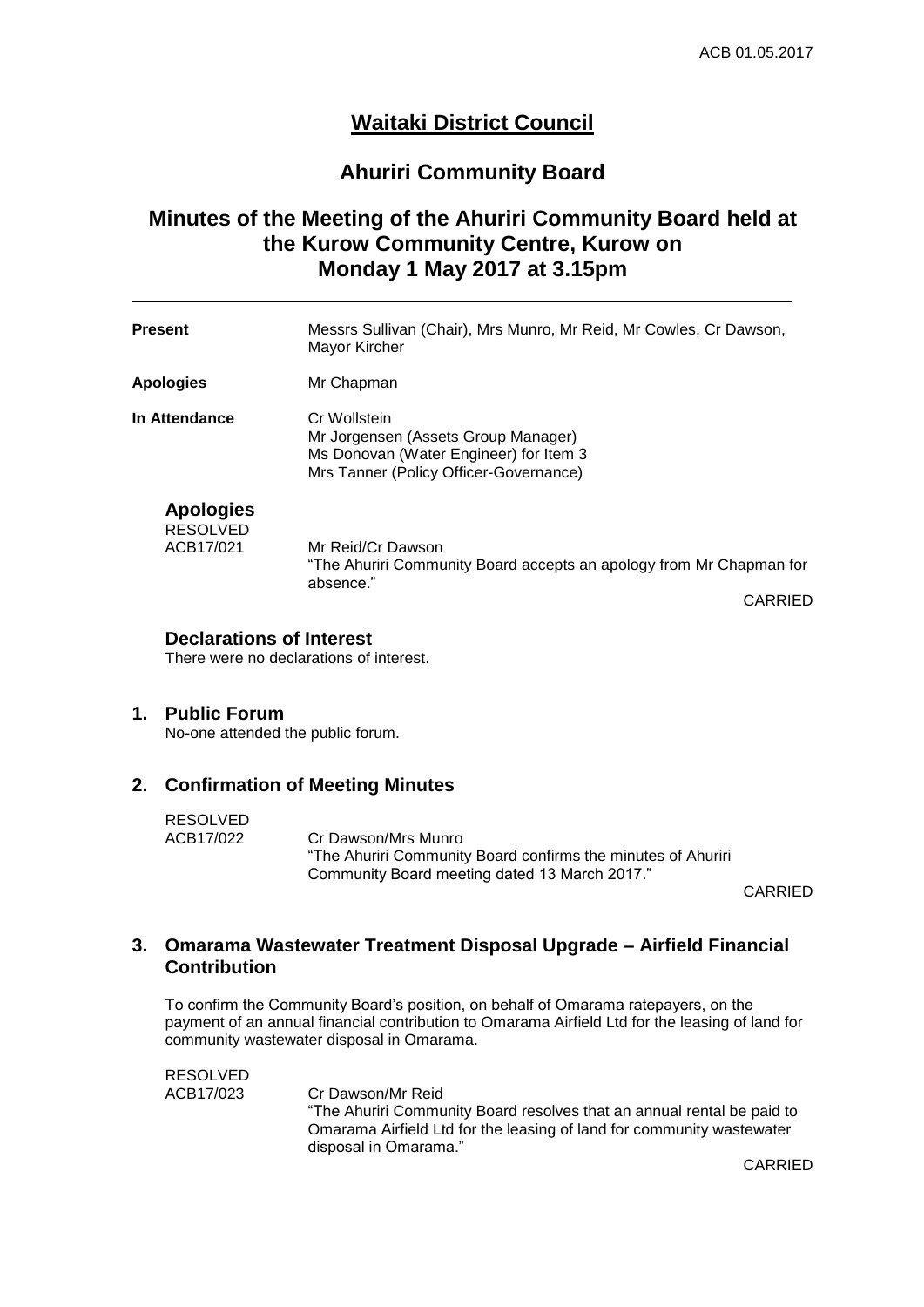# Waitaki District Council

## Ahuriri Community Board

## Minutes of the Meeting of the Ahuriri Community Board held at the Kurow Community Centre, Kurow on Monday 1 May 2017 at 3.15pm

| | |
|---|---|
| **Present** | Messrs Sullivan (Chair), Mrs Munro, Mr Reid, Mr Cowles, Cr Dawson, Mayor Kircher |
| **Apologies** | Mr Chapman |
| **In Attendance** | Cr Wollstein<br>Mr Jorgensen (Assets Group Manager)<br>Ms Donovan (Water Engineer) for Item 3<br>Mrs Tanner (Policy Officer-Governance) |

### Apologies

RESOLVED
ACB17/021 Mr Reid/Cr Dawson
"The Ahuriri Community Board accepts an apology from Mr Chapman for absence."

CARRIED

### Declarations of Interest

There were no declarations of interest.

### 1. Public Forum

No-one attended the public forum.

### 2. Confirmation of Meeting Minutes

RESOLVED
ACB17/022 Cr Dawson/Mrs Munro
"The Ahuriri Community Board confirms the minutes of Ahuriri Community Board meeting dated 13 March 2017."

CARRIED

### 3. Omarama Wastewater Treatment Disposal Upgrade – Airfield Financial Contribution

To confirm the Community Board's position, on behalf of Omarama ratepayers, on the payment of an annual financial contribution to Omarama Airfield Ltd for the leasing of land for community wastewater disposal in Omarama.

RESOLVED
ACB17/023 Cr Dawson/Mr Reid
"The Ahuriri Community Board resolves that an annual rental be paid to Omarama Airfield Ltd for the leasing of land for community wastewater disposal in Omarama."

CARRIED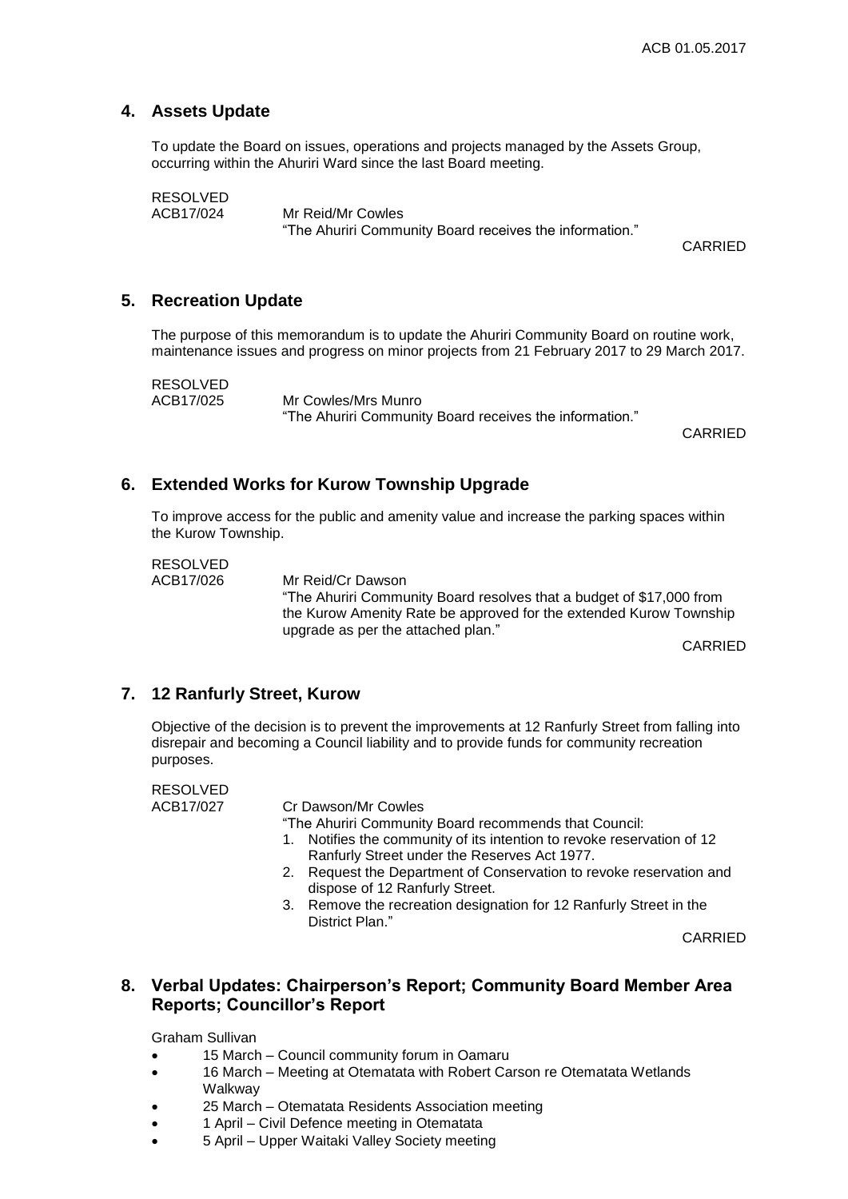## 4. Assets Update

To update the Board on issues, operations and projects managed by the Assets Group, occurring within the Ahuriri Ward since the last Board meeting.

RESOLVED
ACB17/024 Mr Reid/Mr Cowles
"The Ahuriri Community Board receives the information."

CARRIED

## 5. Recreation Update

The purpose of this memorandum is to update the Ahuriri Community Board on routine work, maintenance issues and progress on minor projects from 21 February 2017 to 29 March 2017.

RESOLVED
ACB17/025 Mr Cowles/Mrs Munro
"The Ahuriri Community Board receives the information."

CARRIED

## 6. Extended Works for Kurow Township Upgrade

To improve access for the public and amenity value and increase the parking spaces within the Kurow Township.

RESOLVED
ACB17/026 Mr Reid/Cr Dawson
"The Ahuriri Community Board resolves that a budget of $17,000 from the Kurow Amenity Rate be approved for the extended Kurow Township upgrade as per the attached plan."

CARRIED

## 7. 12 Ranfurly Street, Kurow

Objective of the decision is to prevent the improvements at 12 Ranfurly Street from falling into disrepair and becoming a Council liability and to provide funds for community recreation purposes.

RESOLVED
ACB17/027 Cr Dawson/Mr Cowles
"The Ahuriri Community Board recommends that Council:

1. Notifies the community of its intention to revoke reservation of 12 Ranfurly Street under the Reserves Act 1977.
2. Request the Department of Conservation to revoke reservation and dispose of 12 Ranfurly Street.
3. Remove the recreation designation for 12 Ranfurly Street in the District Plan."

CARRIED

## 8. Verbal Updates: Chairperson's Report; Community Board Member Area Reports; Councillor's Report

Graham Sullivan

- 15 March – Council community forum in Oamaru
- 16 March – Meeting at Otematata with Robert Carson re Otematata Wetlands Walkway
- 25 March – Otematata Residents Association meeting
- 1 April – Civil Defence meeting in Otematata
- 5 April – Upper Waitaki Valley Society meeting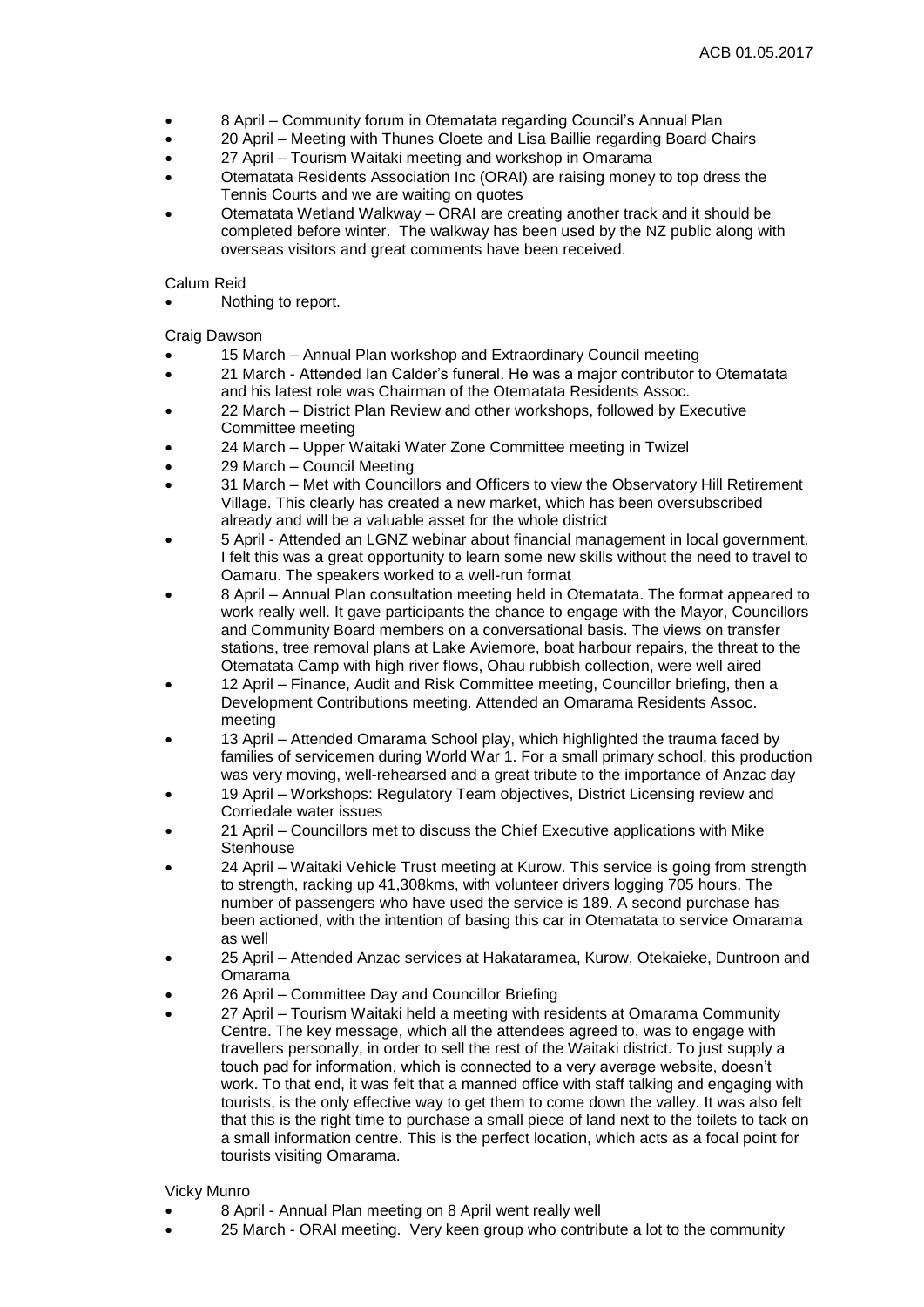- 8 April – Community forum in Otematata regarding Council's Annual Plan
- 20 April – Meeting with Thunes Cloete and Lisa Baillie regarding Board Chairs
- 27 April – Tourism Waitaki meeting and workshop in Omarama
- Otematata Residents Association Inc (ORAI) are raising money to top dress the Tennis Courts and we are waiting on quotes
- Otematata Wetland Walkway – ORAI are creating another track and it should be completed before winter. The walkway has been used by the NZ public along with overseas visitors and great comments have been received.

Calum Reid

- Nothing to report.

Craig Dawson

- 15 March – Annual Plan workshop and Extraordinary Council meeting
- 21 March - Attended Ian Calder's funeral. He was a major contributor to Otematata and his latest role was Chairman of the Otematata Residents Assoc.
- 22 March – District Plan Review and other workshops, followed by Executive Committee meeting
- 24 March – Upper Waitaki Water Zone Committee meeting in Twizel
- 29 March – Council Meeting
- 31 March – Met with Councillors and Officers to view the Observatory Hill Retirement Village. This clearly has created a new market, which has been oversubscribed already and will be a valuable asset for the whole district
- 5 April - Attended an LGNZ webinar about financial management in local government. I felt this was a great opportunity to learn some new skills without the need to travel to Oamaru. The speakers worked to a well-run format
- 8 April – Annual Plan consultation meeting held in Otematata. The format appeared to work really well. It gave participants the chance to engage with the Mayor, Councillors and Community Board members on a conversational basis. The views on transfer stations, tree removal plans at Lake Aviemore, boat harbour repairs, the threat to the Otematata Camp with high river flows, Ohau rubbish collection, were well aired
- 12 April – Finance, Audit and Risk Committee meeting, Councillor briefing, then a Development Contributions meeting. Attended an Omarama Residents Assoc. meeting
- 13 April – Attended Omarama School play, which highlighted the trauma faced by families of servicemen during World War 1. For a small primary school, this production was very moving, well-rehearsed and a great tribute to the importance of Anzac day
- 19 April – Workshops: Regulatory Team objectives, District Licensing review and Corriedale water issues
- 21 April – Councillors met to discuss the Chief Executive applications with Mike Stenhouse
- 24 April – Waitaki Vehicle Trust meeting at Kurow. This service is going from strength to strength, racking up 41,308kms, with volunteer drivers logging 705 hours. The number of passengers who have used the service is 189. A second purchase has been actioned, with the intention of basing this car in Otematata to service Omarama as well
- 25 April – Attended Anzac services at Hakataramea, Kurow, Otekaieke, Duntroon and Omarama
- 26 April – Committee Day and Councillor Briefing
- 27 April – Tourism Waitaki held a meeting with residents at Omarama Community Centre. The key message, which all the attendees agreed to, was to engage with travellers personally, in order to sell the rest of the Waitaki district. To just supply a touch pad for information, which is connected to a very average website, doesn't work. To that end, it was felt that a manned office with staff talking and engaging with tourists, is the only effective way to get them to come down the valley. It was also felt that this is the right time to purchase a small piece of land next to the toilets to tack on a small information centre. This is the perfect location, which acts as a focal point for tourists visiting Omarama.

Vicky Munro

- 8 April - Annual Plan meeting on 8 April went really well
- 25 March - ORAI meeting. Very keen group who contribute a lot to the community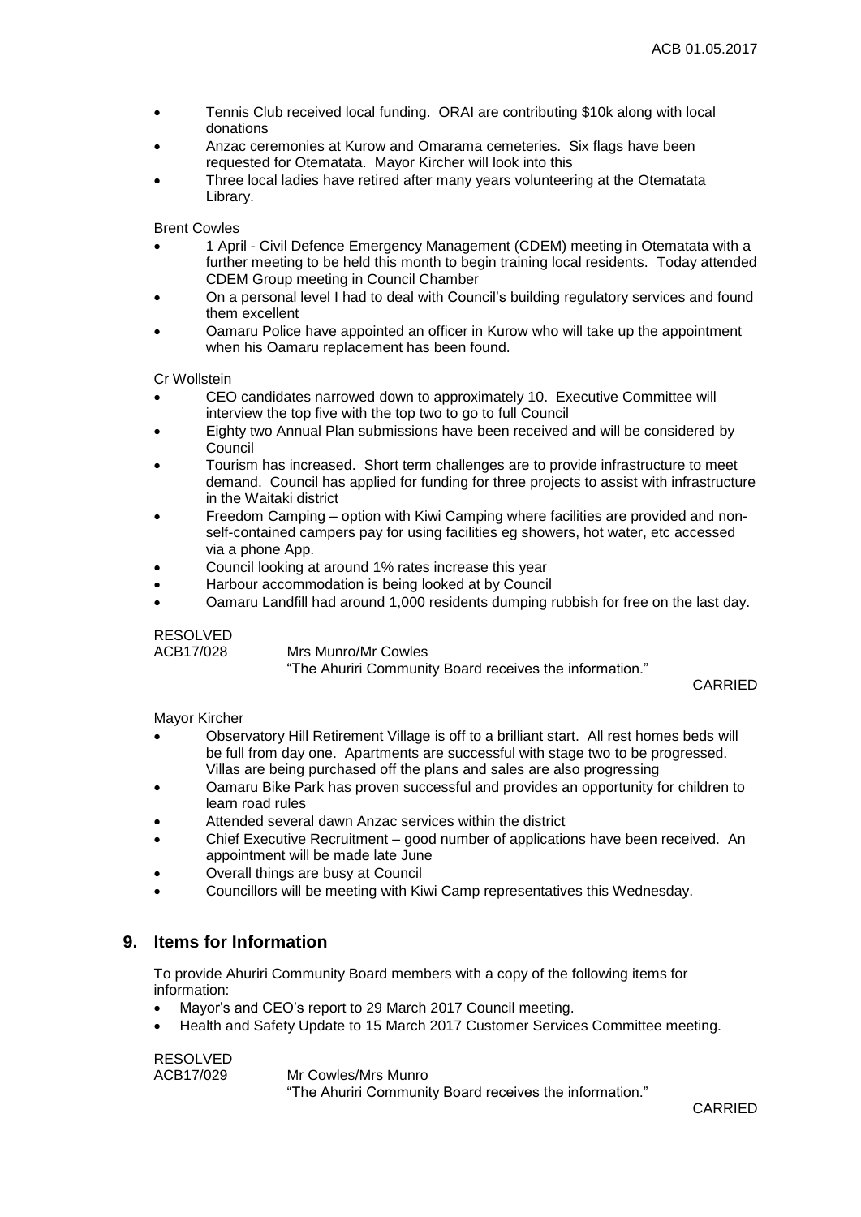- Tennis Club received local funding. ORAI are contributing $10k along with local donations
- Anzac ceremonies at Kurow and Omarama cemeteries. Six flags have been requested for Otematata. Mayor Kircher will look into this
- Three local ladies have retired after many years volunteering at the Otematata Library.

Brent Cowles

- 1 April - Civil Defence Emergency Management (CDEM) meeting in Otematata with a further meeting to be held this month to begin training local residents. Today attended CDEM Group meeting in Council Chamber
- On a personal level I had to deal with Council's building regulatory services and found them excellent
- Oamaru Police have appointed an officer in Kurow who will take up the appointment when his Oamaru replacement has been found.

Cr Wollstein

- CEO candidates narrowed down to approximately 10. Executive Committee will interview the top five with the top two to go to full Council
- Eighty two Annual Plan submissions have been received and will be considered by Council
- Tourism has increased. Short term challenges are to provide infrastructure to meet demand. Council has applied for funding for three projects to assist with infrastructure in the Waitaki district
- Freedom Camping – option with Kiwi Camping where facilities are provided and non-self-contained campers pay for using facilities eg showers, hot water, etc accessed via a phone App.
- Council looking at around 1% rates increase this year
- Harbour accommodation is being looked at by Council
- Oamaru Landfill had around 1,000 residents dumping rubbish for free on the last day.

RESOLVED
ACB17/028 Mrs Munro/Mr Cowles
"The Ahuriri Community Board receives the information."

CARRIED

Mayor Kircher

- Observatory Hill Retirement Village is off to a brilliant start. All rest homes beds will be full from day one. Apartments are successful with stage two to be progressed. Villas are being purchased off the plans and sales are also progressing
- Oamaru Bike Park has proven successful and provides an opportunity for children to learn road rules
- Attended several dawn Anzac services within the district
- Chief Executive Recruitment – good number of applications have been received. An appointment will be made late June
- Overall things are busy at Council
- Councillors will be meeting with Kiwi Camp representatives this Wednesday.

## 9. Items for Information

To provide Ahuriri Community Board members with a copy of the following items for information:

- Mayor's and CEO's report to 29 March 2017 Council meeting.
- Health and Safety Update to 15 March 2017 Customer Services Committee meeting.

RESOLVED
ACB17/029 Mr Cowles/Mrs Munro
"The Ahuriri Community Board receives the information."

CARRIED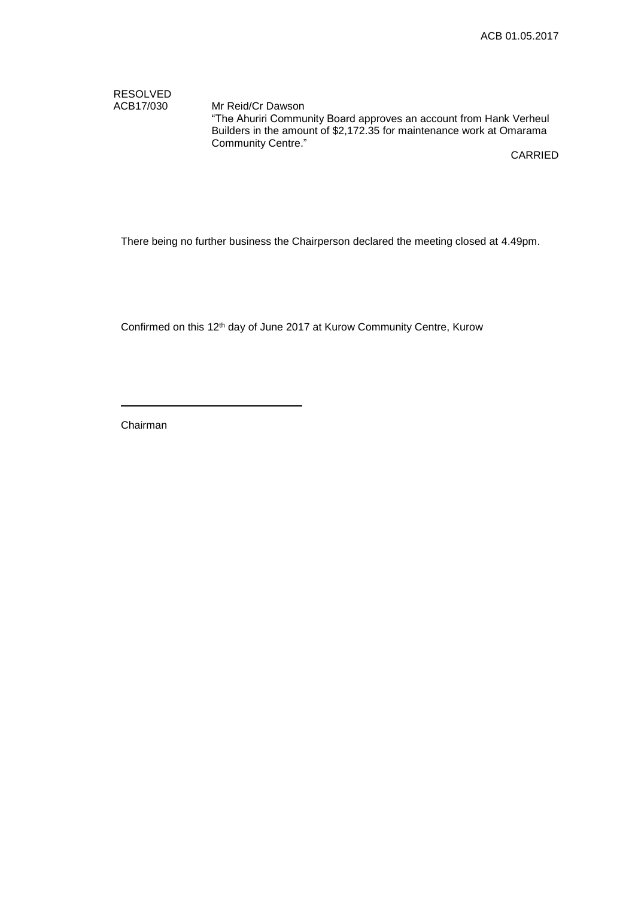RESOLVED
ACB17/030

Mr Reid/Cr Dawson

"The Ahuriri Community Board approves an account from Hank Verheul Builders in the amount of $2,172.35 for maintenance work at Omarama Community Centre."

CARRIED

There being no further business the Chairperson declared the meeting closed at 4.49pm.

Confirmed on this 12th day of June 2017 at Kurow Community Centre, Kurow

______________________________

Chairman